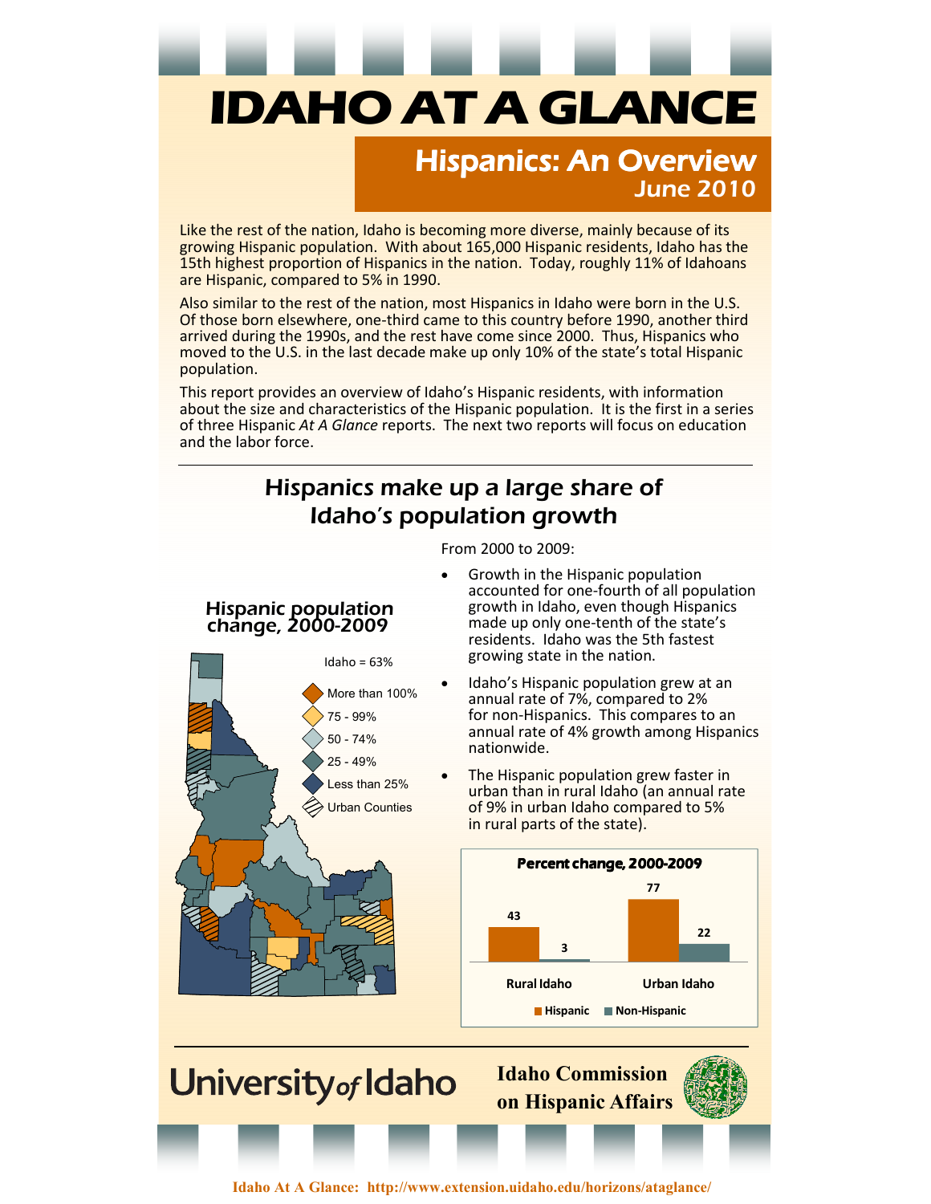# IDAHO AT A GLANCE

## Hispanics: An Overview

**June 2010**

Like the rest of the nation, Idaho is becoming more diverse, mainly because of its growing Hispanic population. With about 165,000 Hispanic residents, Idaho has the 15th highest proportion of Hispanics in the nation. Today, roughly 11% of Idahoans are Hispanic, compared to 5% in 1990.

Also similar to the rest of the nation, most Hispanics in Idaho were born in the U.S. Of those born elsewhere, one-third came to this country before 1990, another third arrived during the 1990s, and the rest have come since 2000. Thus, Hispanics who moved to the U.S. in the last decade make up only 10% of the state's total Hispanic population.

This report provides an overview of Idaho's Hispanic residents, with information about the size and characteristics of the Hispanic population. It is the first in a series of three Hispanic *At A Glance* reports. The next two reports will focus on education and the labor force.

## Hispanics make up a large share of Idaho's population growth

### Hispanic population change, 2000-2009

Idaho = 63%

- More than 100%
- 75 - 99%
- 50 - 74%
- 25 - 49%
- Less than 25%
- Urban Counties

From 2000 to 2009:

- Growth in the Hispanic population accounted for one-fourth of all population growth in Idaho, even though Hispanics made up only one-tenth of the state's residents. Idaho was the 5th fastest growing state in the nation.
- Idaho's Hispanic population grew at an annual rate of 7%, compared to 2% for non-Hispanics. This compares to an annual rate of 4% growth among Hispanics nationwide.
- The Hispanic population grew faster in urban than in rural Idaho (an annual rate of 9% in urban Idaho compared to 5% in rural parts of the state).

**Percent change, 2000-2009**

| | Hispanic | Non-Hispanic |
|---|---|---|
| Rural Idaho | 43 | 3 |
| Urban Idaho | 77 | 22 |

University of Idaho

Idaho Commission on Hispanic Affairs

Idaho At A Glance: http://www.extension.uidaho.edu/horizons/ataglance/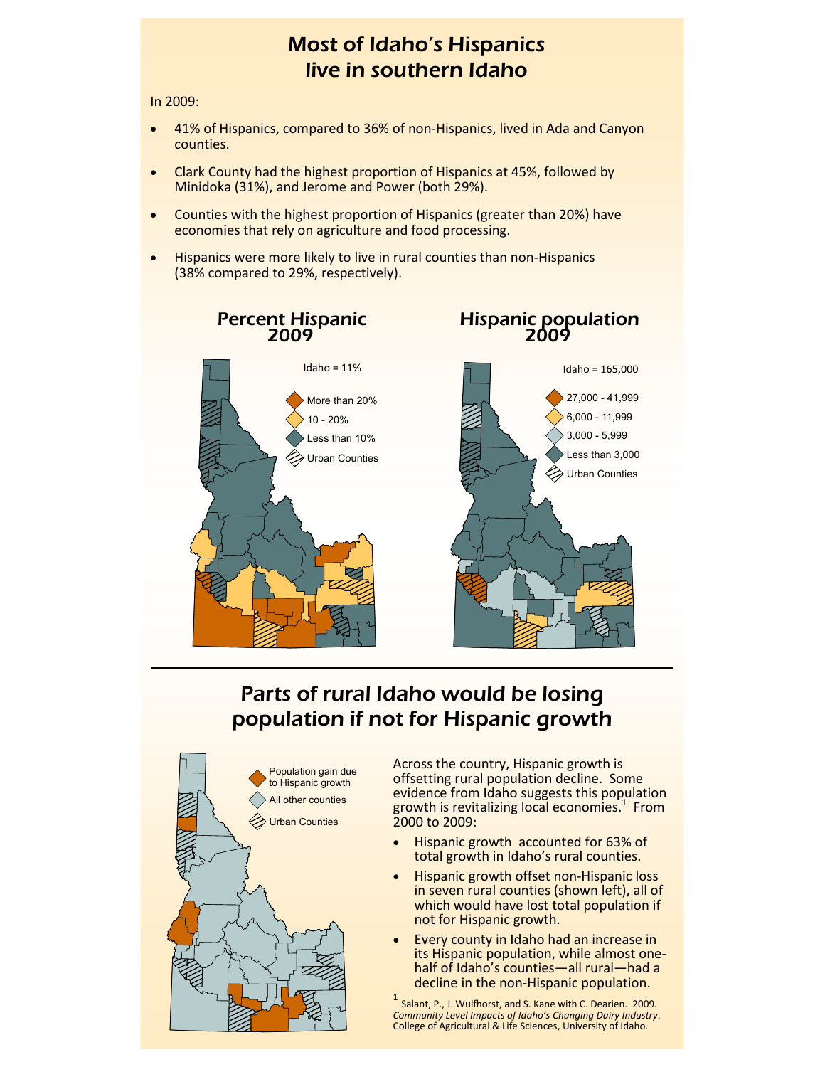# Most of Idaho's Hispanics live in southern Idaho

In 2009:

- 41% of Hispanics, compared to 36% of non-Hispanics, lived in Ada and Canyon counties.
- Clark County had the highest proportion of Hispanics at 45%, followed by Minidoka (31%), and Jerome and Power (both 29%).
- Counties with the highest proportion of Hispanics (greater than 20%) have economies that rely on agriculture and food processing.
- Hispanics were more likely to live in rural counties than non-Hispanics (38% compared to 29%, respectively).

**Percent Hispanic 2009**

Idaho = 11%

- More than 20%
- 10 - 20%
- Less than 10%
- Urban Counties

**Hispanic population 2009**

Idaho = 165,000

- 27,000 - 41,999
- 6,000 - 11,999
- 3,000 - 5,999
- Less than 3,000
- Urban Counties

# Parts of rural Idaho would be losing population if not for Hispanic growth

- Population gain due to Hispanic growth
- All other counties
- Urban Counties

Across the country, Hispanic growth is offsetting rural population decline. Some evidence from Idaho suggests this population growth is revitalizing local economies.[1] From 2000 to 2009:

- Hispanic growth accounted for 63% of total growth in Idaho's rural counties.
- Hispanic growth offset non-Hispanic loss in seven rural counties (shown left), all of which would have lost total population if not for Hispanic growth.
- Every county in Idaho had an increase in its Hispanic population, while almost one-half of Idaho's counties—all rural—had a decline in the non-Hispanic population.

[1] Salant, P., J. Wulfhorst, and S. Kane with C. Dearien. 2009. *Community Level Impacts of Idaho's Changing Dairy Industry*. College of Agricultural & Life Sciences, University of Idaho.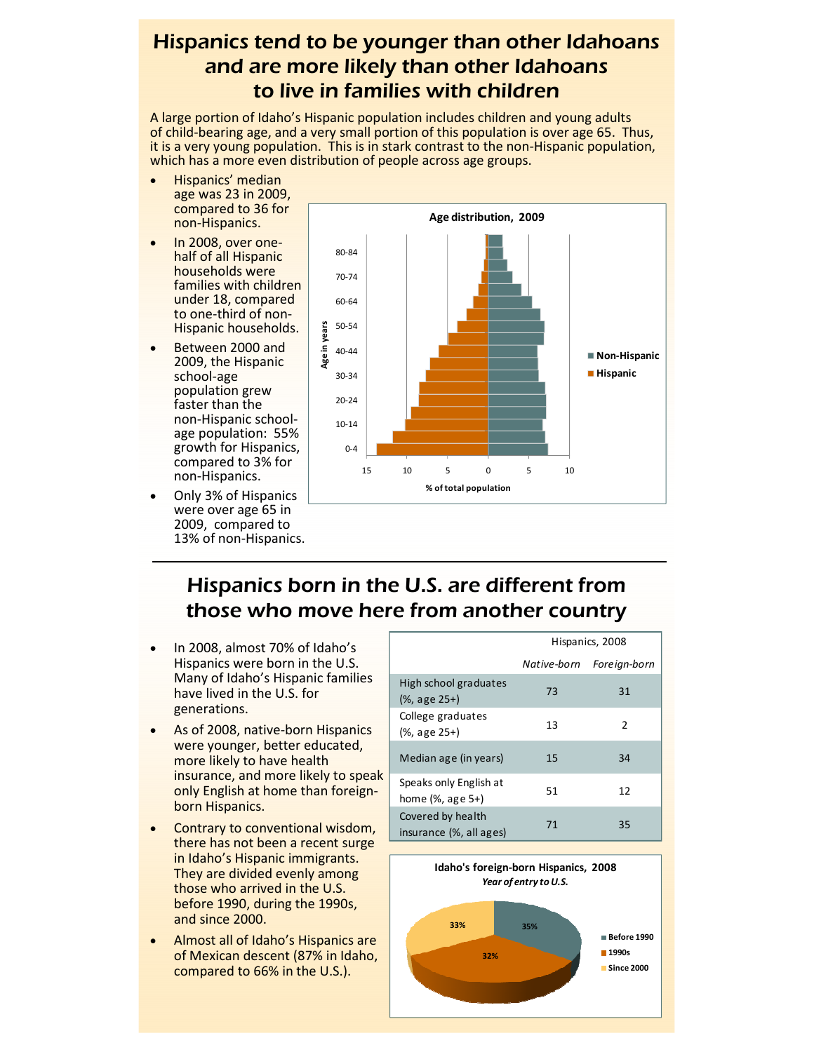# Hispanics tend to be younger than other Idahoans and are more likely than other Idahoans to live in families with children

A large portion of Idaho's Hispanic population includes children and young adults of child-bearing age, and a very small portion of this population is over age 65. Thus, it is a very young population. This is in stark contrast to the non-Hispanic population, which has a more even distribution of people across age groups.

- Hispanics' median age was 23 in 2009, compared to 36 for non-Hispanics.
- In 2008, over one-half of all Hispanic households were families with children under 18, compared to one-third of non-Hispanic households.
- Between 2000 and 2009, the Hispanic school-age population grew faster than the non-Hispanic school-age population: 55% growth for Hispanics, compared to 3% for non-Hispanics.
- Only 3% of Hispanics were over age 65 in 2009, compared to 13% of non-Hispanics.

**Age distribution, 2009**

Age in years: 0-4, 10-14, 20-24, 30-34, 40-44, 50-54, 60-64, 70-74, 80-84

% of total population: 15, 10, 5, 0, 5, 10

Non-Hispanic | Hispanic

# Hispanics born in the U.S. are different from those who move here from another country

- In 2008, almost 70% of Idaho's Hispanics were born in the U.S. Many of Idaho's Hispanic families have lived in the U.S. for generations.
- As of 2008, native-born Hispanics were younger, better educated, more likely to have health insurance, and more likely to speak only English at home than foreign-born Hispanics.
- Contrary to conventional wisdom, there has not been a recent surge in Idaho's Hispanic immigrants. They are divided evenly among those who arrived in the U.S. before 1990, during the 1990s, and since 2000.
- Almost all of Idaho's Hispanics are of Mexican descent (87% in Idaho, compared to 66% in the U.S.).

| | Hispanics, 2008 | |
|---|---|---|
| | *Native-born* | *Foreign-born* |
| High school graduates (%, age 25+) | 73 | 31 |
| College graduates (%, age 25+) | 13 | 2 |
| Median age (in years) | 15 | 34 |
| Speaks only English at home (%, age 5+) | 51 | 12 |
| Covered by health insurance (%, all ages) | 71 | 35 |

**Idaho's foreign-born Hispanics, 2008**
***Year of entry to U.S.***

| Year of entry | % |
|---|---|
| Before 1990 | 35% |
| 1990s | 32% |
| Since 2000 | 33% |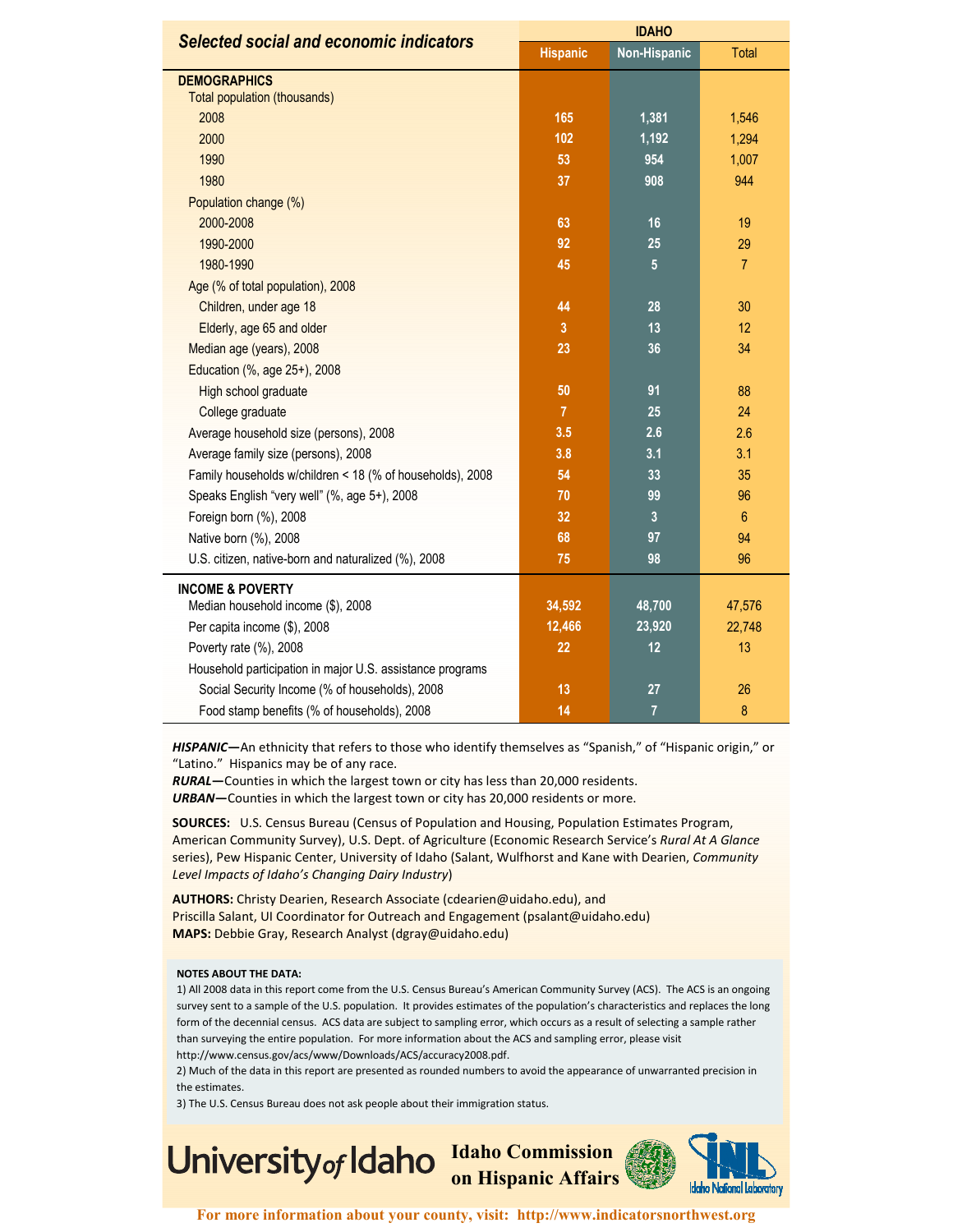| Selected social and economic indicators | IDAHO | | |
|---|---|---|---|
| | Hispanic | Non-Hispanic | Total |
| **DEMOGRAPHICS** | | | |
| Total population (thousands) | | | |
| 2008 | 165 | 1,381 | 1,546 |
| 2000 | 102 | 1,192 | 1,294 |
| 1990 | 53 | 954 | 1,007 |
| 1980 | 37 | 908 | 944 |
| Population change (%) | | | |
| 2000-2008 | 63 | 16 | 19 |
| 1990-2000 | 92 | 25 | 29 |
| 1980-1990 | 45 | 5 | 7 |
| Age (% of total population), 2008 | | | |
| Children, under age 18 | 44 | 28 | 30 |
| Elderly, age 65 and older | 3 | 13 | 12 |
| Median age (years), 2008 | 23 | 36 | 34 |
| Education (%, age 25+), 2008 | | | |
| High school graduate | 50 | 91 | 88 |
| College graduate | 7 | 25 | 24 |
| Average household size (persons), 2008 | 3.5 | 2.6 | 2.6 |
| Average family size (persons), 2008 | 3.8 | 3.1 | 3.1 |
| Family households w/children < 18 (% of households), 2008 | 54 | 33 | 35 |
| Speaks English "very well" (%, age 5+), 2008 | 70 | 99 | 96 |
| Foreign born (%), 2008 | 32 | 3 | 6 |
| Native born (%), 2008 | 68 | 97 | 94 |
| U.S. citizen, native-born and naturalized (%), 2008 | 75 | 98 | 96 |
| **INCOME & POVERTY** | | | |
| Median household income ($), 2008 | 34,592 | 48,700 | 47,576 |
| Per capita income ($), 2008 | 12,466 | 23,920 | 22,748 |
| Poverty rate (%), 2008 | 22 | 12 | 13 |
| Household participation in major U.S. assistance programs | | | |
| Social Security Income (% of households), 2008 | 13 | 27 | 26 |
| Food stamp benefits (% of households), 2008 | 14 | 7 | 8 |

***HISPANIC***—An ethnicity that refers to those who identify themselves as "Spanish," of "Hispanic origin," or "Latino." Hispanics may be of any race.
***RURAL***—Counties in which the largest town or city has less than 20,000 residents.
***URBAN***—Counties in which the largest town or city has 20,000 residents or more.

**SOURCES:** U.S. Census Bureau (Census of Population and Housing, Population Estimates Program, American Community Survey), U.S. Dept. of Agriculture (Economic Research Service's *Rural At A Glance* series), Pew Hispanic Center, University of Idaho (Salant, Wulfhorst and Kane with Dearien, *Community Level Impacts of Idaho's Changing Dairy Industry*)

**AUTHORS:** Christy Dearien, Research Associate (cdearien@uidaho.edu), and
Priscilla Salant, UI Coordinator for Outreach and Engagement (psalant@uidaho.edu)
**MAPS:** Debbie Gray, Research Analyst (dgray@uidaho.edu)

**NOTES ABOUT THE DATA:**
1) All 2008 data in this report come from the U.S. Census Bureau's American Community Survey (ACS). The ACS is an ongoing survey sent to a sample of the U.S. population. It provides estimates of the population's characteristics and replaces the long form of the decennial census. ACS data are subject to sampling error, which occurs as a result of selecting a sample rather than surveying the entire population. For more information about the ACS and sampling error, please visit http://www.census.gov/acs/www/Downloads/ACS/accuracy2008.pdf.
2) Much of the data in this report are presented as rounded numbers to avoid the appearance of unwarranted precision in the estimates.
3) The U.S. Census Bureau does not ask people about their immigration status.

University *of* Idaho | Idaho Commission on Hispanic Affairs | Idaho National Laboratory

**For more information about your county, visit: http://www.indicatorsnorthwest.org**